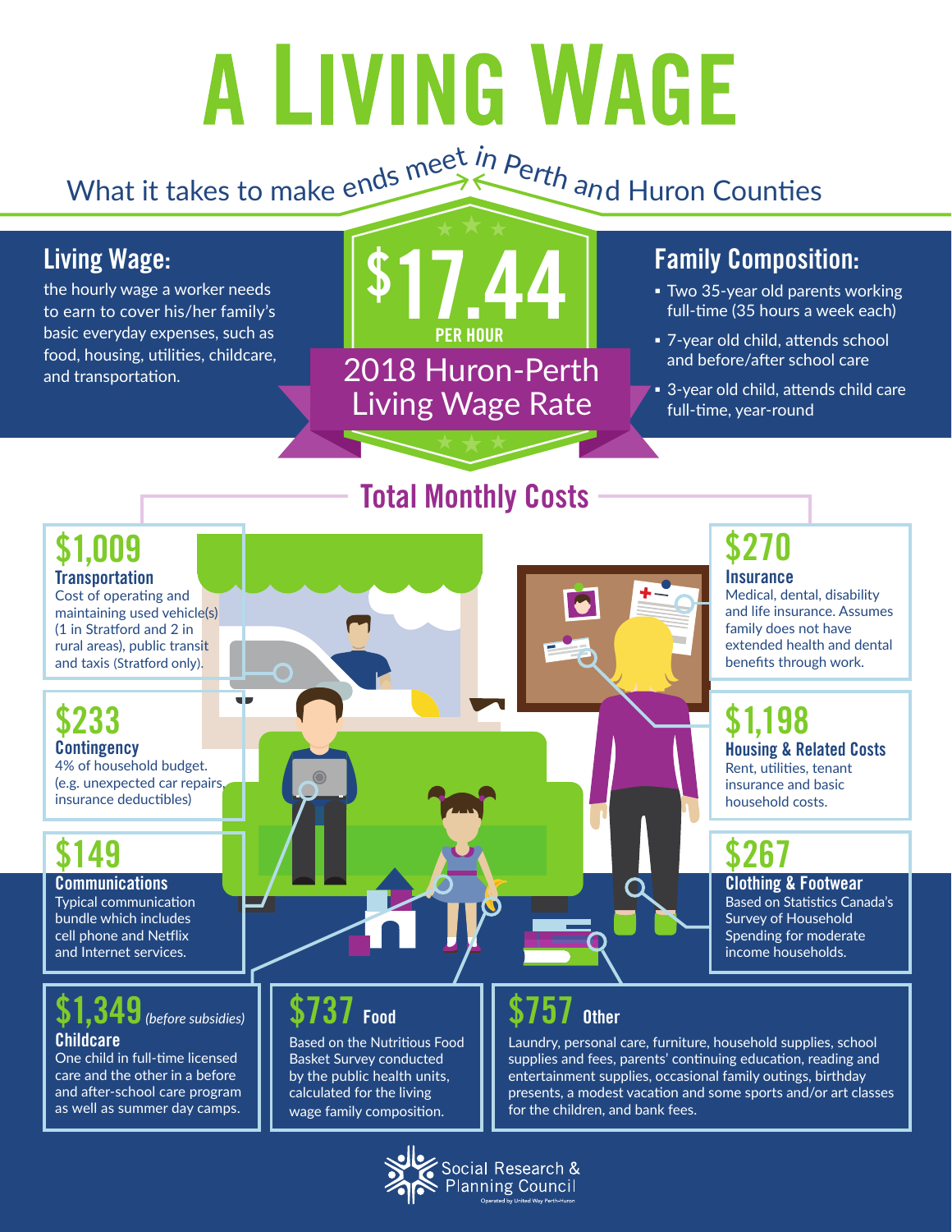# A Living Wage

## What it takes to make ends meet in Perth and Huron Counties

### Living Wage:

the hourly wage a worker needs to earn to cover his/her family's basic everyday expenses, such as food, housing, utilities, childcare, and transportation.

**$17.44 PER HOUR**

**2018 Huron-Perth Living Wage Rate**

### Family Composition:

- Two 35-year old parents working full-time (35 hours a week each)
- 7-year old child, attends school and before/after school care
- 3-year old child, attends child care full-time, year-round

## Total Monthly Costs

**$1,009**
**Transportation**
Cost of operating and maintaining used vehicle(s) (1 in Stratford and 2 in rural areas), public transit and taxis (Stratford only).

**$233**
**Contingency**
4% of household budget. (e.g. unexpected car repairs, insurance deductibles)

**$149**
**Communications**
Typical communication bundle which includes cell phone and Netflix and Internet services.

**$270**
**Insurance**
Medical, dental, disability and life insurance. Assumes family does not have extended health and dental benefits through work.

**$1,198**
**Housing & Related Costs**
Rent, utilities, tenant insurance and basic household costs.

**$267**
**Clothing & Footwear**
Based on Statistics Canada's Survey of Household Spending for moderate income households.

**$1,349** *(before subsidies)*
**Childcare**
One child in full-time licensed care and the other in a before and after-school care program as well as summer day camps.

**$737 Food**
Based on the Nutritious Food Basket Survey conducted by the public health units, calculated for the living wage family composition.

**$757 Other**
Laundry, personal care, furniture, household supplies, school supplies and fees, parents' continuing education, reading and entertainment supplies, occasional family outings, birthday presents, a modest vacation and some sports and/or art classes for the children, and bank fees.

Social Research & Planning Council
Operated by United Way Perth-Huron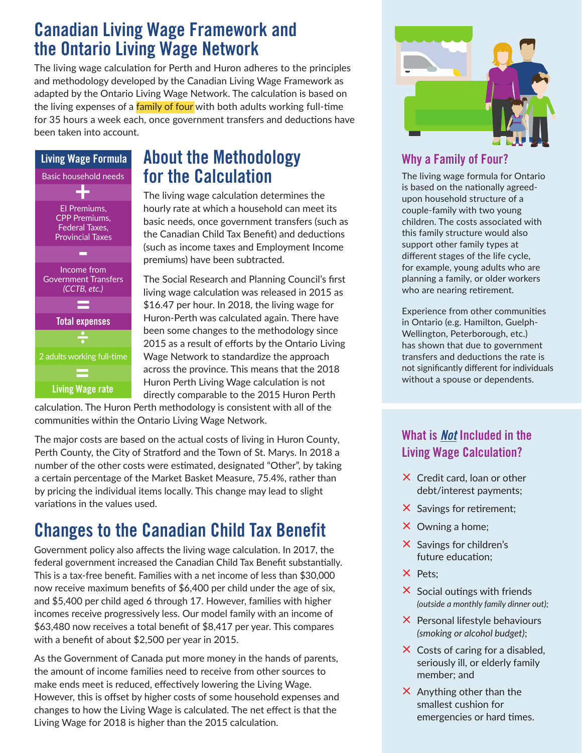# Canadian Living Wage Framework and the Ontario Living Wage Network

The living wage calculation for Perth and Huron adheres to the principles and methodology developed by the Canadian Living Wage Framework as adapted by the Ontario Living Wage Network. The calculation is based on the living expenses of a family of four with both adults working full-time for 35 hours a week each, once government transfers and deductions have been taken into account.

**Living Wage Formula**

Basic household needs

+

EI Premiums, CPP Premiums, Federal Taxes, Provincial Taxes

-

Income from Government Transfers *(CCTB, etc.)*

=

**Total expenses**

÷

2 adults working full-time

=

**Living Wage rate**

## About the Methodology for the Calculation

The living wage calculation determines the hourly rate at which a household can meet its basic needs, once government transfers (such as the Canadian Child Tax Benefit) and deductions (such as income taxes and Employment Income premiums) have been subtracted.

The Social Research and Planning Council's first living wage calculation was released in 2015 as $16.47 per hour. In 2018, the living wage for Huron-Perth was calculated again. There have been some changes to the methodology since 2015 as a result of efforts by the Ontario Living Wage Network to standardize the approach across the province. This means that the 2018 Huron Perth Living Wage calculation is not directly comparable to the 2015 Huron Perth calculation. The Huron Perth methodology is consistent with all of the communities within the Ontario Living Wage Network.

The major costs are based on the actual costs of living in Huron County, Perth County, the City of Stratford and the Town of St. Marys. In 2018 a number of the other costs were estimated, designated "Other", by taking a certain percentage of the Market Basket Measure, 75.4%, rather than by pricing the individual items locally. This change may lead to slight variations in the values used.

# Changes to the Canadian Child Tax Benefit

Government policy also affects the living wage calculation. In 2017, the federal government increased the Canadian Child Tax Benefit substantially. This is a tax-free benefit. Families with a net income of less than $30,000 now receive maximum benefits of $6,400 per child under the age of six, and $5,400 per child aged 6 through 17. However, families with higher incomes receive progressively less. Our model family with an income of $63,480 now receives a total benefit of $8,417 per year. This compares with a benefit of about $2,500 per year in 2015.

As the Government of Canada put more money in the hands of parents, the amount of income families need to receive from other sources to make ends meet is reduced, effectively lowering the Living Wage. However, this is offset by higher costs of some household expenses and changes to how the Living Wage is calculated. The net effect is that the Living Wage for 2018 is higher than the 2015 calculation.

## Why a Family of Four?

The living wage formula for Ontario is based on the nationally agreed-upon household structure of a couple-family with two young children. The costs associated with this family structure would also support other family types at different stages of the life cycle, for example, young adults who are planning a family, or older workers who are nearing retirement.

Experience from other communities in Ontario (e.g. Hamilton, Guelph-Wellington, Peterborough, etc.) has shown that due to government transfers and deductions the rate is not significantly different for individuals without a spouse or dependents.

## What is *Not* Included in the Living Wage Calculation?

- ✕ Credit card, loan or other debt/interest payments;
- ✕ Savings for retirement;
- ✕ Owning a home;
- ✕ Savings for children's future education;
- ✕ Pets;
- ✕ Social outings with friends *(outside a monthly family dinner out)*;
- ✕ Personal lifestyle behaviours *(smoking or alcohol budget)*;
- ✕ Costs of caring for a disabled, seriously ill, or elderly family member; and
- ✕ Anything other than the smallest cushion for emergencies or hard times.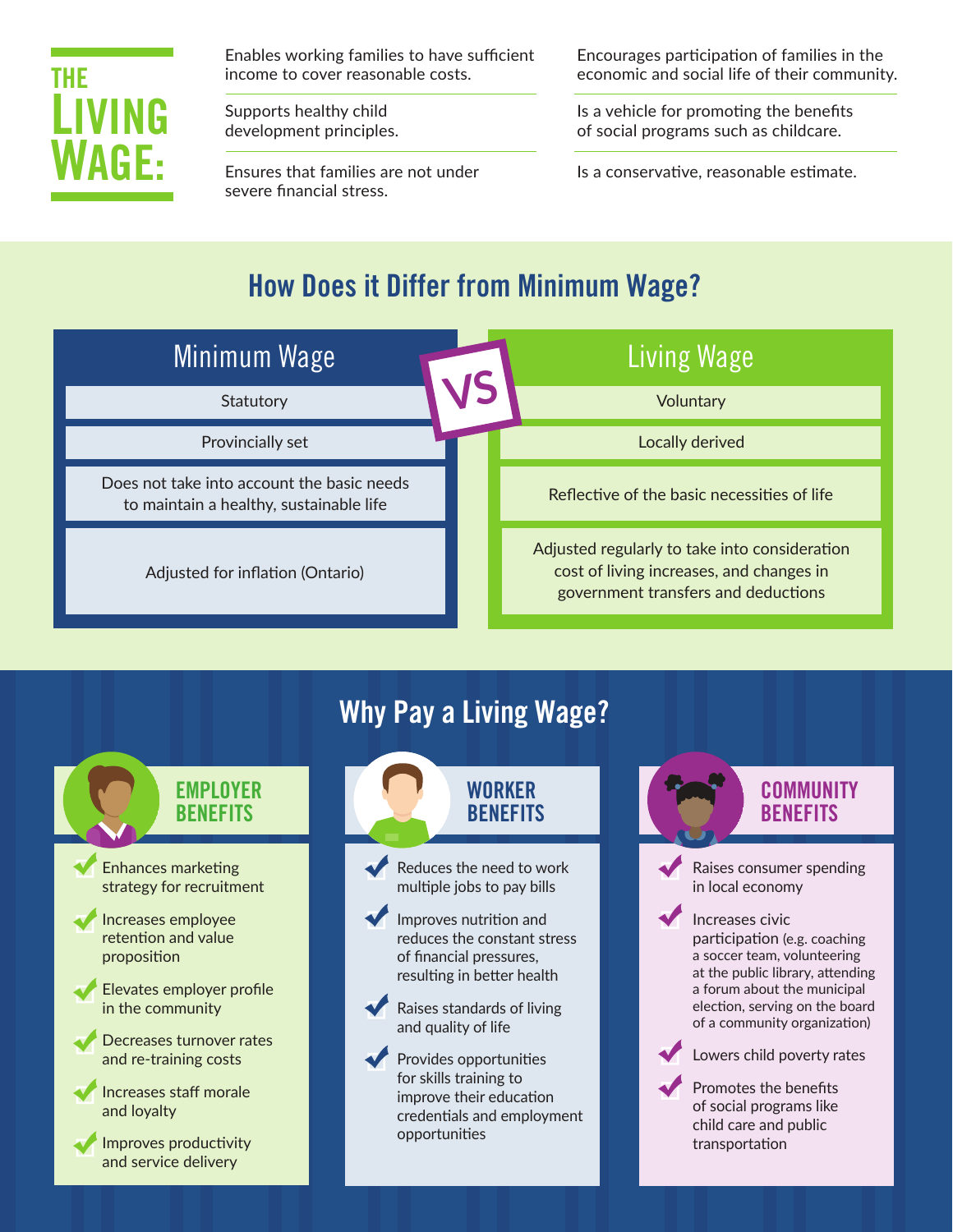# THE LIVING WAGE:

- Enables working families to have sufficient income to cover reasonable costs.
- Supports healthy child development principles.
- Ensures that families are not under severe financial stress.
- Encourages participation of families in the economic and social life of their community.
- Is a vehicle for promoting the benefits of social programs such as childcare.
- Is a conservative, reasonable estimate.

## How Does it Differ from Minimum Wage?

| Minimum Wage | Living Wage |
|---|---|
| Statutory | Voluntary |
| Provincially set | Locally derived |
| Does not take into account the basic needs to maintain a healthy, sustainable life | Reflective of the basic necessities of life |
| Adjusted for inflation (Ontario) | Adjusted regularly to take into consideration cost of living increases, and changes in government transfers and deductions |

## Why Pay a Living Wage?

### EMPLOYER BENEFITS

- Enhances marketing strategy for recruitment
- Increases employee retention and value proposition
- Elevates employer profile in the community
- Decreases turnover rates and re-training costs
- Increases staff morale and loyalty
- Improves productivity and service delivery

### WORKER BENEFITS

- Reduces the need to work multiple jobs to pay bills
- Improves nutrition and reduces the constant stress of financial pressures, resulting in better health
- Raises standards of living and quality of life
- Provides opportunities for skills training to improve their education credentials and employment opportunities

### COMMUNITY BENEFITS

- Raises consumer spending in local economy
- Increases civic participation (e.g. coaching a soccer team, volunteering at the public library, attending a forum about the municipal election, serving on the board of a community organization)
- Lowers child poverty rates
- Promotes the benefits of social programs like child care and public transportation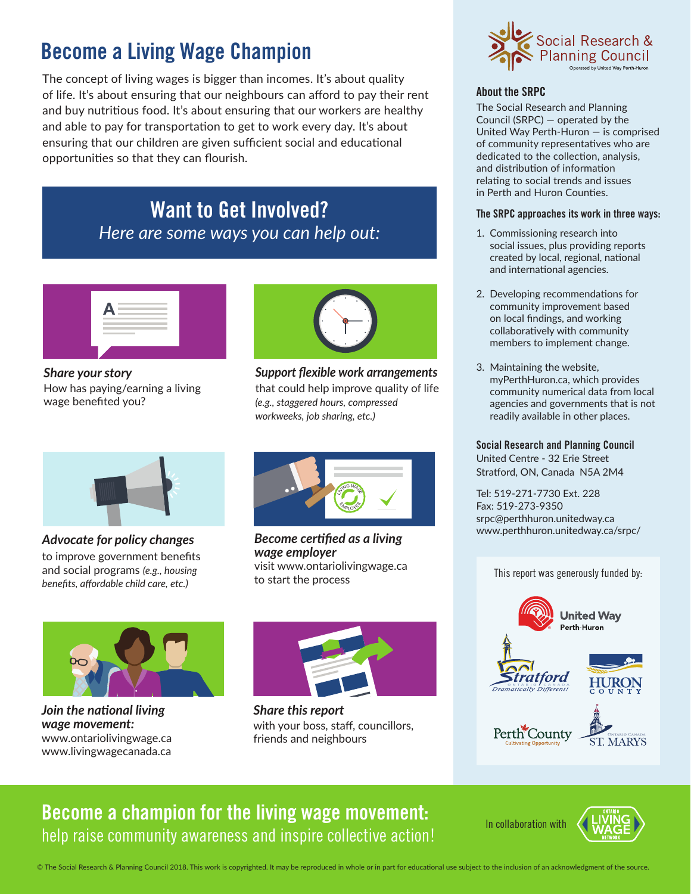# Become a Living Wage Champion

The concept of living wages is bigger than incomes. It's about quality of life. It's about ensuring that our neighbours can afford to pay their rent and buy nutritious food. It's about ensuring that our workers are healthy and able to pay for transportation to get to work every day. It's about ensuring that our children are given sufficient social and educational opportunities so that they can flourish.

## Want to Get Involved?

*Here are some ways you can help out:*

***Share your story***
How has paying/earning a living wage benefited you?

***Support flexible work arrangements***
that could help improve quality of life *(e.g., staggered hours, compressed workweeks, job sharing, etc.)*

***Advocate for policy changes***
to improve government benefits and social programs *(e.g., housing benefits, affordable child care, etc.)*

***Become certified as a living wage employer***
visit www.ontariolivingwage.ca to start the process

***Join the national living wage movement:***
www.ontariolivingwage.ca
www.livingwagecanada.ca

***Share this report***
with your boss, staff, councillors, friends and neighbours

Social Research & Planning Council
Operated by United Way Perth-Huron

### About the SRPC

The Social Research and Planning Council (SRPC) — operated by the United Way Perth-Huron — is comprised of community representatives who are dedicated to the collection, analysis, and distribution of information relating to social trends and issues in Perth and Huron Counties.

### The SRPC approaches its work in three ways:

1. Commissioning research into social issues, plus providing reports created by local, regional, national and international agencies.
2. Developing recommendations for community improvement based on local findings, and working collaboratively with community members to implement change.
3. Maintaining the website, myPerthHuron.ca, which provides community numerical data from local agencies and governments that is not readily available in other places.

### Social Research and Planning Council

United Centre - 32 Erie Street
Stratford, ON, Canada N5A 2M4

Tel: 519-271-7730 Ext. 228
Fax: 519-273-9350
srpc@perthhuron.unitedway.ca
www.perthhuron.unitedway.ca/srpc/

This report was generously funded by:

United Way Perth-Huron
Stratford Ontario Canada Dramatically Different!
Huron County
Perth County Cultivating Opportunity
Ontario Canada St. Marys

## Become a champion for the living wage movement:

help raise community awareness and inspire collective action!

In collaboration with Ontario Living Wage Network

© The Social Research & Planning Council 2018. This work is copyrighted. It may be reproduced in whole or in part for educational use subject to the inclusion of an acknowledgment of the source.